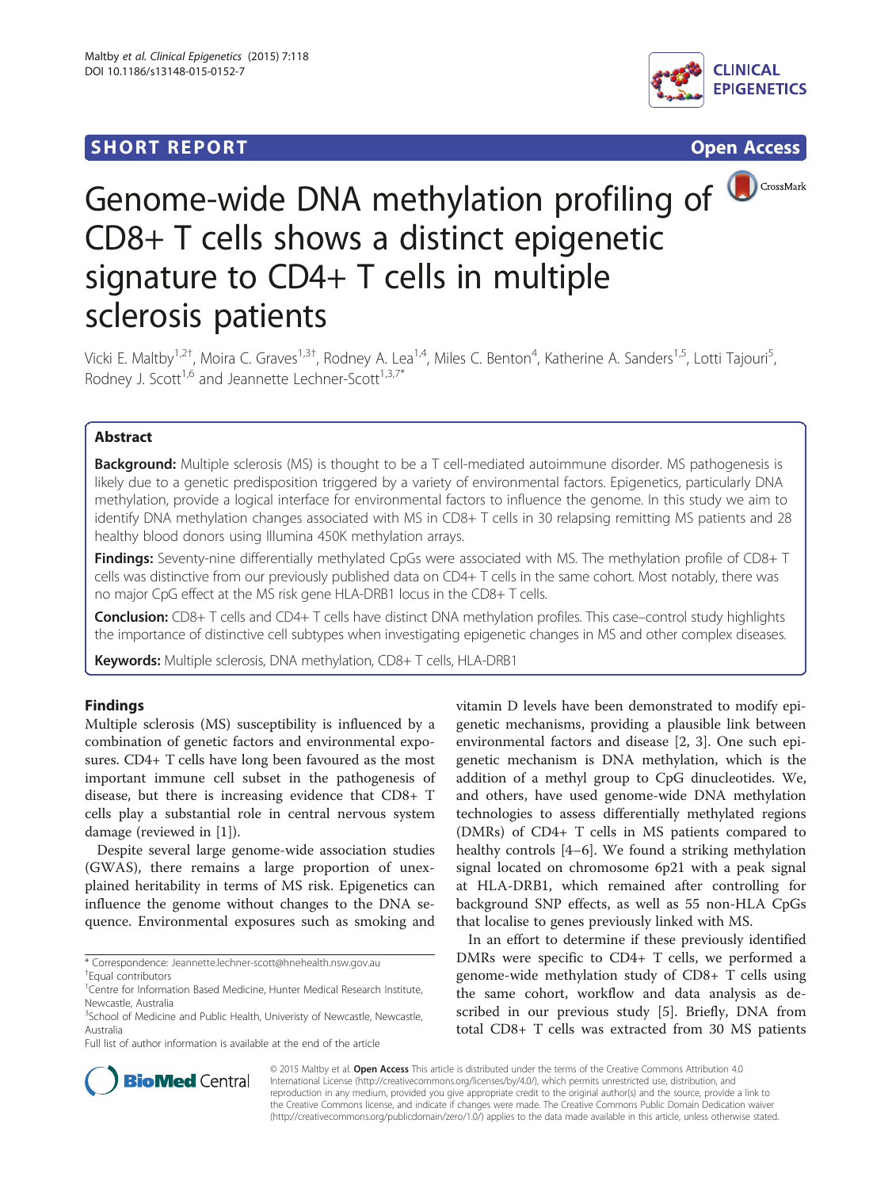SHORT REPORT

Open Access

# Genome-wide DNA methylation profiling of CD8+ T cells shows a distinct epigenetic signature to CD4+ T cells in multiple sclerosis patients

Vicki E. Maltby[1,2†], Moira C. Graves[1,3†], Rodney A. Lea[1,4], Miles C. Benton[4], Katherine A. Sanders[1,5], Lotti Tajouri[5], Rodney J. Scott[1,6] and Jeannette Lechner-Scott[1,3,7*]

## Abstract

**Background:** Multiple sclerosis (MS) is thought to be a T cell-mediated autoimmune disorder. MS pathogenesis is likely due to a genetic predisposition triggered by a variety of environmental factors. Epigenetics, particularly DNA methylation, provide a logical interface for environmental factors to influence the genome. In this study we aim to identify DNA methylation changes associated with MS in CD8+ T cells in 30 relapsing remitting MS patients and 28 healthy blood donors using Illumina 450K methylation arrays.

**Findings:** Seventy-nine differentially methylated CpGs were associated with MS. The methylation profile of CD8+ T cells was distinctive from our previously published data on CD4+ T cells in the same cohort. Most notably, there was no major CpG effect at the MS risk gene HLA-DRB1 locus in the CD8+ T cells.

**Conclusion:** CD8+ T cells and CD4+ T cells have distinct DNA methylation profiles. This case–control study highlights the importance of distinctive cell subtypes when investigating epigenetic changes in MS and other complex diseases.

**Keywords:** Multiple sclerosis, DNA methylation, CD8+ T cells, HLA-DRB1

## Findings

Multiple sclerosis (MS) susceptibility is influenced by a combination of genetic factors and environmental exposures. CD4+ T cells have long been favoured as the most important immune cell subset in the pathogenesis of disease, but there is increasing evidence that CD8+ T cells play a substantial role in central nervous system damage (reviewed in [1]).

Despite several large genome-wide association studies (GWAS), there remains a large proportion of unexplained heritability in terms of MS risk. Epigenetics can influence the genome without changes to the DNA sequence. Environmental exposures such as smoking and vitamin D levels have been demonstrated to modify epigenetic mechanisms, providing a plausible link between environmental factors and disease [2, 3]. One such epigenetic mechanism is DNA methylation, which is the addition of a methyl group to CpG dinucleotides. We, and others, have used genome-wide DNA methylation technologies to assess differentially methylated regions (DMRs) of CD4+ T cells in MS patients compared to healthy controls [4–6]. We found a striking methylation signal located on chromosome 6p21 with a peak signal at HLA-DRB1, which remained after controlling for background SNP effects, as well as 55 non-HLA CpGs that localise to genes previously linked with MS.

In an effort to determine if these previously identified DMRs were specific to CD4+ T cells, we performed a genome-wide methylation study of CD8+ T cells using the same cohort, workflow and data analysis as described in our previous study [5]. Briefly, DNA from total CD8+ T cells was extracted from 30 MS patients

\* Correspondence: Jeannette.lechner-scott@hnehealth.nsw.gov.au
†Equal contributors
[1]Centre for Information Based Medicine, Hunter Medical Research Institute, Newcastle, Australia
[3]School of Medicine and Public Health, Univeristy of Newcastle, Newcastle, Australia
Full list of author information is available at the end of the article

© 2015 Maltby et al. **Open Access** This article is distributed under the terms of the Creative Commons Attribution 4.0 International License (http://creativecommons.org/licenses/by/4.0/), which permits unrestricted use, distribution, and reproduction in any medium, provided you give appropriate credit to the original author(s) and the source, provide a link to the Creative Commons license, and indicate if changes were made. The Creative Commons Public Domain Dedication waiver (http://creativecommons.org/publicdomain/zero/1.0/) applies to the data made available in this article, unless otherwise stated.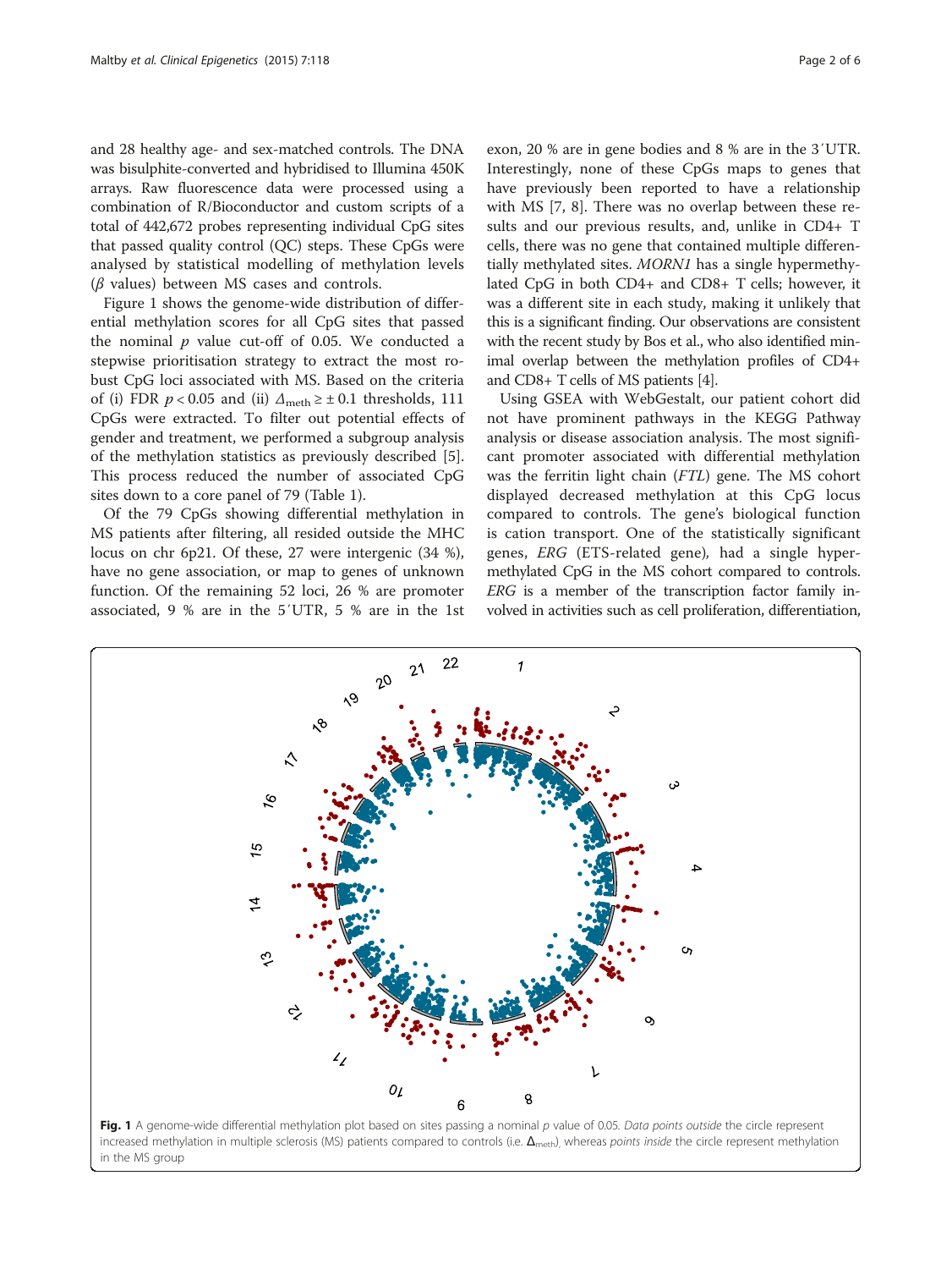and 28 healthy age- and sex-matched controls. The DNA was bisulphite-converted and hybridised to Illumina 450K arrays. Raw fluorescence data were processed using a combination of R/Bioconductor and custom scripts of a total of 442,672 probes representing individual CpG sites that passed quality control (QC) steps. These CpGs were analysed by statistical modelling of methylation levels ($\beta$ values) between MS cases and controls.

Figure 1 shows the genome-wide distribution of differential methylation scores for all CpG sites that passed the nominal $p$ value cut-off of 0.05. We conducted a stepwise prioritisation strategy to extract the most robust CpG loci associated with MS. Based on the criteria of (i) FDR $p < 0.05$ and (ii) $\Delta_{\mathrm{meth}} \geq \pm 0.1$ thresholds, 111 CpGs were extracted. To filter out potential effects of gender and treatment, we performed a subgroup analysis of the methylation statistics as previously described [5]. This process reduced the number of associated CpG sites down to a core panel of 79 (Table 1).

Of the 79 CpGs showing differential methylation in MS patients after filtering, all resided outside the MHC locus on chr 6p21. Of these, 27 were intergenic (34 %), have no gene association, or map to genes of unknown function. Of the remaining 52 loci, 26 % are promoter associated, 9 % are in the 5′UTR, 5 % are in the 1st exon, 20 % are in gene bodies and 8 % are in the 3′UTR. Interestingly, none of these CpGs maps to genes that have previously been reported to have a relationship with MS [7, 8]. There was no overlap between these results and our previous results, and, unlike in CD4+ T cells, there was no gene that contained multiple differentially methylated sites. *MORN1* has a single hypermethylated CpG in both CD4+ and CD8+ T cells; however, it was a different site in each study, making it unlikely that this is a significant finding. Our observations are consistent with the recent study by Bos et al., who also identified minimal overlap between the methylation profiles of CD4+ and CD8+ T cells of MS patients [4].

Using GSEA with WebGestalt, our patient cohort did not have prominent pathways in the KEGG Pathway analysis or disease association analysis. The most significant promoter associated with differential methylation was the ferritin light chain (*FTL*) gene. The MS cohort displayed decreased methylation at this CpG locus compared to controls. The gene's biological function is cation transport. One of the statistically significant genes, *ERG* (ETS-related gene), had a single hypermethylated CpG in the MS cohort compared to controls. *ERG* is a member of the transcription factor family involved in activities such as cell proliferation, differentiation,

**Fig. 1** A genome-wide differential methylation plot based on sites passing a nominal $p$ value of 0.05. *Data points outside* the circle represent increased methylation in multiple sclerosis (MS) patients compared to controls (i.e. $\Delta_{\mathrm{meth}}$), whereas *points inside* the circle represent methylation in the MS group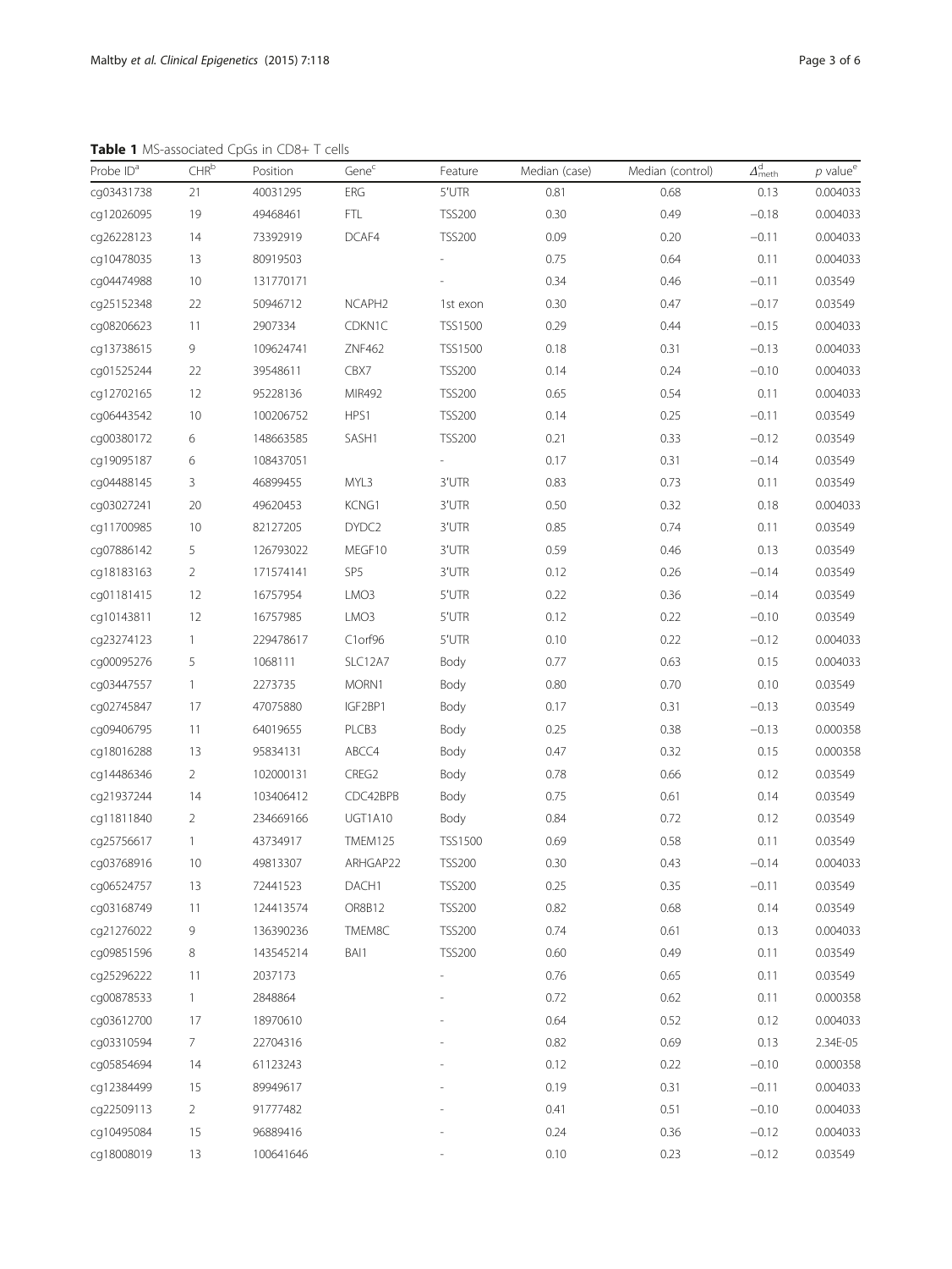**Table 1** MS-associated CpGs in CD8+ T cells

| Probe ID[a] | CHR[b] | Position | Gene[c] | Feature | Median (case) | Median (control) | $\Delta^{d}_{meth}$ | *p* value[e] |
|---|---|---|---|---|---|---|---|---|
| cg03431738 | 21 | 40031295 | ERG | 5'UTR | 0.81 | 0.68 | 0.13 | 0.004033 |
| cg12026095 | 19 | 49468461 | FTL | TSS200 | 0.30 | 0.49 | −0.18 | 0.004033 |
| cg26228123 | 14 | 73392919 | DCAF4 | TSS200 | 0.09 | 0.20 | −0.11 | 0.004033 |
| cg10478035 | 13 | 80919503 | | - | 0.75 | 0.64 | 0.11 | 0.004033 |
| cg04474988 | 10 | 131770171 | | - | 0.34 | 0.46 | −0.11 | 0.03549 |
| cg25152348 | 22 | 50946712 | NCAPH2 | 1st exon | 0.30 | 0.47 | −0.17 | 0.03549 |
| cg08206623 | 11 | 2907334 | CDKN1C | TSS1500 | 0.29 | 0.44 | −0.15 | 0.004033 |
| cg13738615 | 9 | 109624741 | ZNF462 | TSS1500 | 0.18 | 0.31 | −0.13 | 0.004033 |
| cg01525244 | 22 | 39548611 | CBX7 | TSS200 | 0.14 | 0.24 | −0.10 | 0.004033 |
| cg12702165 | 12 | 95228136 | MIR492 | TSS200 | 0.65 | 0.54 | 0.11 | 0.004033 |
| cg06443542 | 10 | 100206752 | HPS1 | TSS200 | 0.14 | 0.25 | −0.11 | 0.03549 |
| cg00380172 | 6 | 148663585 | SASH1 | TSS200 | 0.21 | 0.33 | −0.12 | 0.03549 |
| cg19095187 | 6 | 108437051 | | - | 0.17 | 0.31 | −0.14 | 0.03549 |
| cg04488145 | 3 | 46899455 | MYL3 | 3'UTR | 0.83 | 0.73 | 0.11 | 0.03549 |
| cg03027241 | 20 | 49620453 | KCNG1 | 3'UTR | 0.50 | 0.32 | 0.18 | 0.004033 |
| cg11700985 | 10 | 82127205 | DYDC2 | 3'UTR | 0.85 | 0.74 | 0.11 | 0.03549 |
| cg07886142 | 5 | 126793022 | MEGF10 | 3'UTR | 0.59 | 0.46 | 0.13 | 0.03549 |
| cg18183163 | 2 | 171574141 | SP5 | 3'UTR | 0.12 | 0.26 | −0.14 | 0.03549 |
| cg01181415 | 12 | 16757954 | LMO3 | 5'UTR | 0.22 | 0.36 | −0.14 | 0.03549 |
| cg10143811 | 12 | 16757985 | LMO3 | 5'UTR | 0.12 | 0.22 | −0.10 | 0.03549 |
| cg23274123 | 1 | 229478617 | C1orf96 | 5'UTR | 0.10 | 0.22 | −0.12 | 0.004033 |
| cg00095276 | 5 | 1068111 | SLC12A7 | Body | 0.77 | 0.63 | 0.15 | 0.004033 |
| cg03447557 | 1 | 2273735 | MORN1 | Body | 0.80 | 0.70 | 0.10 | 0.03549 |
| cg02745847 | 17 | 47075880 | IGF2BP1 | Body | 0.17 | 0.31 | −0.13 | 0.03549 |
| cg09406795 | 11 | 64019655 | PLCB3 | Body | 0.25 | 0.38 | −0.13 | 0.000358 |
| cg18016288 | 13 | 95834131 | ABCC4 | Body | 0.47 | 0.32 | 0.15 | 0.000358 |
| cg14486346 | 2 | 102000131 | CREG2 | Body | 0.78 | 0.66 | 0.12 | 0.03549 |
| cg21937244 | 14 | 103406412 | CDC42BPB | Body | 0.75 | 0.61 | 0.14 | 0.03549 |
| cg11811840 | 2 | 234669166 | UGT1A10 | Body | 0.84 | 0.72 | 0.12 | 0.03549 |
| cg25756617 | 1 | 43734917 | TMEM125 | TSS1500 | 0.69 | 0.58 | 0.11 | 0.03549 |
| cg03768916 | 10 | 49813307 | ARHGAP22 | TSS200 | 0.30 | 0.43 | −0.14 | 0.004033 |
| cg06524757 | 13 | 72441523 | DACH1 | TSS200 | 0.25 | 0.35 | −0.11 | 0.03549 |
| cg03168749 | 11 | 124413574 | OR8B12 | TSS200 | 0.82 | 0.68 | 0.14 | 0.03549 |
| cg21276022 | 9 | 136390236 | TMEM8C | TSS200 | 0.74 | 0.61 | 0.13 | 0.004033 |
| cg09851596 | 8 | 143545214 | BAI1 | TSS200 | 0.60 | 0.49 | 0.11 | 0.03549 |
| cg25296222 | 11 | 2037173 | | - | 0.76 | 0.65 | 0.11 | 0.03549 |
| cg00878533 | 1 | 2848864 | | - | 0.72 | 0.62 | 0.11 | 0.000358 |
| cg03612700 | 17 | 18970610 | | - | 0.64 | 0.52 | 0.12 | 0.004033 |
| cg03310594 | 7 | 22704316 | | - | 0.82 | 0.69 | 0.13 | 2.34E-05 |
| cg05854694 | 14 | 61123243 | | - | 0.12 | 0.22 | −0.10 | 0.000358 |
| cg12384499 | 15 | 89949617 | | - | 0.19 | 0.31 | −0.11 | 0.004033 |
| cg22509113 | 2 | 91777482 | | - | 0.41 | 0.51 | −0.10 | 0.004033 |
| cg10495084 | 15 | 96889416 | | - | 0.24 | 0.36 | −0.12 | 0.004033 |
| cg18008019 | 13 | 100641646 | | - | 0.10 | 0.23 | −0.12 | 0.03549 |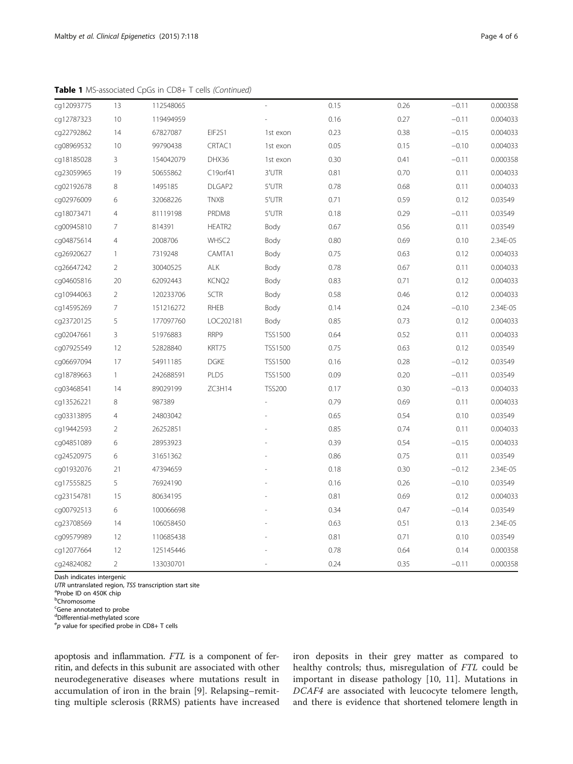**Table 1** MS-associated CpGs in CD8+ T cells *(Continued)*

| | | | | | | | | |
|---|---|---|---|---|---|---|---|---|
| cg12093775 | 13 | 112548065 | | - | 0.15 | 0.26 | −0.11 | 0.000358 |
| cg12787323 | 10 | 119494959 | | - | 0.16 | 0.27 | −0.11 | 0.004033 |
| cg22792862 | 14 | 67827087 | EIF2S1 | 1st exon | 0.23 | 0.38 | −0.15 | 0.004033 |
| cg08969532 | 10 | 99790438 | CRTAC1 | 1st exon | 0.05 | 0.15 | −0.10 | 0.004033 |
| cg18185028 | 3 | 154042079 | DHX36 | 1st exon | 0.30 | 0.41 | −0.11 | 0.000358 |
| cg23059965 | 19 | 50655862 | C19orf41 | 3'UTR | 0.81 | 0.70 | 0.11 | 0.004033 |
| cg02192678 | 8 | 1495185 | DLGAP2 | 5'UTR | 0.78 | 0.68 | 0.11 | 0.004033 |
| cg02976009 | 6 | 32068226 | TNXB | 5'UTR | 0.71 | 0.59 | 0.12 | 0.03549 |
| cg18073471 | 4 | 81119198 | PRDM8 | 5'UTR | 0.18 | 0.29 | −0.11 | 0.03549 |
| cg00945810 | 7 | 814391 | HEATR2 | Body | 0.67 | 0.56 | 0.11 | 0.03549 |
| cg04875614 | 4 | 2008706 | WHSC2 | Body | 0.80 | 0.69 | 0.10 | 2.34E-05 |
| cg26920627 | 1 | 7319248 | CAMTA1 | Body | 0.75 | 0.63 | 0.12 | 0.004033 |
| cg26647242 | 2 | 30040525 | ALK | Body | 0.78 | 0.67 | 0.11 | 0.004033 |
| cg04605816 | 20 | 62092443 | KCNQ2 | Body | 0.83 | 0.71 | 0.12 | 0.004033 |
| cg10944063 | 2 | 120233706 | SCTR | Body | 0.58 | 0.46 | 0.12 | 0.004033 |
| cg14595269 | 7 | 151216272 | RHEB | Body | 0.14 | 0.24 | −0.10 | 2.34E-05 |
| cg23720125 | 5 | 177097760 | LOC202181 | Body | 0.85 | 0.73 | 0.12 | 0.004033 |
| cg02047661 | 3 | 51976883 | RRP9 | TSS1500 | 0.64 | 0.52 | 0.11 | 0.004033 |
| cg07925549 | 12 | 52828840 | KRT75 | TSS1500 | 0.75 | 0.63 | 0.12 | 0.03549 |
| cg06697094 | 17 | 54911185 | DGKE | TSS1500 | 0.16 | 0.28 | −0.12 | 0.03549 |
| cg18789663 | 1 | 242688591 | PLD5 | TSS1500 | 0.09 | 0.20 | −0.11 | 0.03549 |
| cg03468541 | 14 | 89029199 | ZC3H14 | TSS200 | 0.17 | 0.30 | −0.13 | 0.004033 |
| cg13526221 | 8 | 987389 | | - | 0.79 | 0.69 | 0.11 | 0.004033 |
| cg03313895 | 4 | 24803042 | | - | 0.65 | 0.54 | 0.10 | 0.03549 |
| cg19442593 | 2 | 26252851 | | - | 0.85 | 0.74 | 0.11 | 0.004033 |
| cg04851089 | 6 | 28953923 | | - | 0.39 | 0.54 | −0.15 | 0.004033 |
| cg24520975 | 6 | 31651362 | | - | 0.86 | 0.75 | 0.11 | 0.03549 |
| cg01932076 | 21 | 47394659 | | - | 0.18 | 0.30 | −0.12 | 2.34E-05 |
| cg17555825 | 5 | 76924190 | | - | 0.16 | 0.26 | −0.10 | 0.03549 |
| cg23154781 | 15 | 80634195 | | - | 0.81 | 0.69 | 0.12 | 0.004033 |
| cg00792513 | 6 | 100066698 | | - | 0.34 | 0.47 | −0.14 | 0.03549 |
| cg23708569 | 14 | 106058450 | | - | 0.63 | 0.51 | 0.13 | 2.34E-05 |
| cg09579989 | 12 | 110685438 | | - | 0.81 | 0.71 | 0.10 | 0.03549 |
| cg12077664 | 12 | 125145446 | | - | 0.78 | 0.64 | 0.14 | 0.000358 |
| cg24824082 | 2 | 133030701 | | - | 0.24 | 0.35 | −0.11 | 0.000358 |

Dash indicates intergenic
*UTR* untranslated region, *TSS* transcription start site
[a]Probe ID on 450K chip
[b]Chromosome
[c]Gene annotated to probe
[d]Differential-methylated score
[e]*p* value for specified probe in CD8+ T cells

apoptosis and inflammation. *FTL* is a component of ferritin, and defects in this subunit are associated with other neurodegenerative diseases where mutations result in accumulation of iron in the brain [9]. Relapsing–remitting multiple sclerosis (RRMS) patients have increased iron deposits in their grey matter as compared to healthy controls; thus, misregulation of *FTL* could be important in disease pathology [10, 11]. Mutations in *DCAF4* are associated with leucocyte telomere length, and there is evidence that shortened telomere length in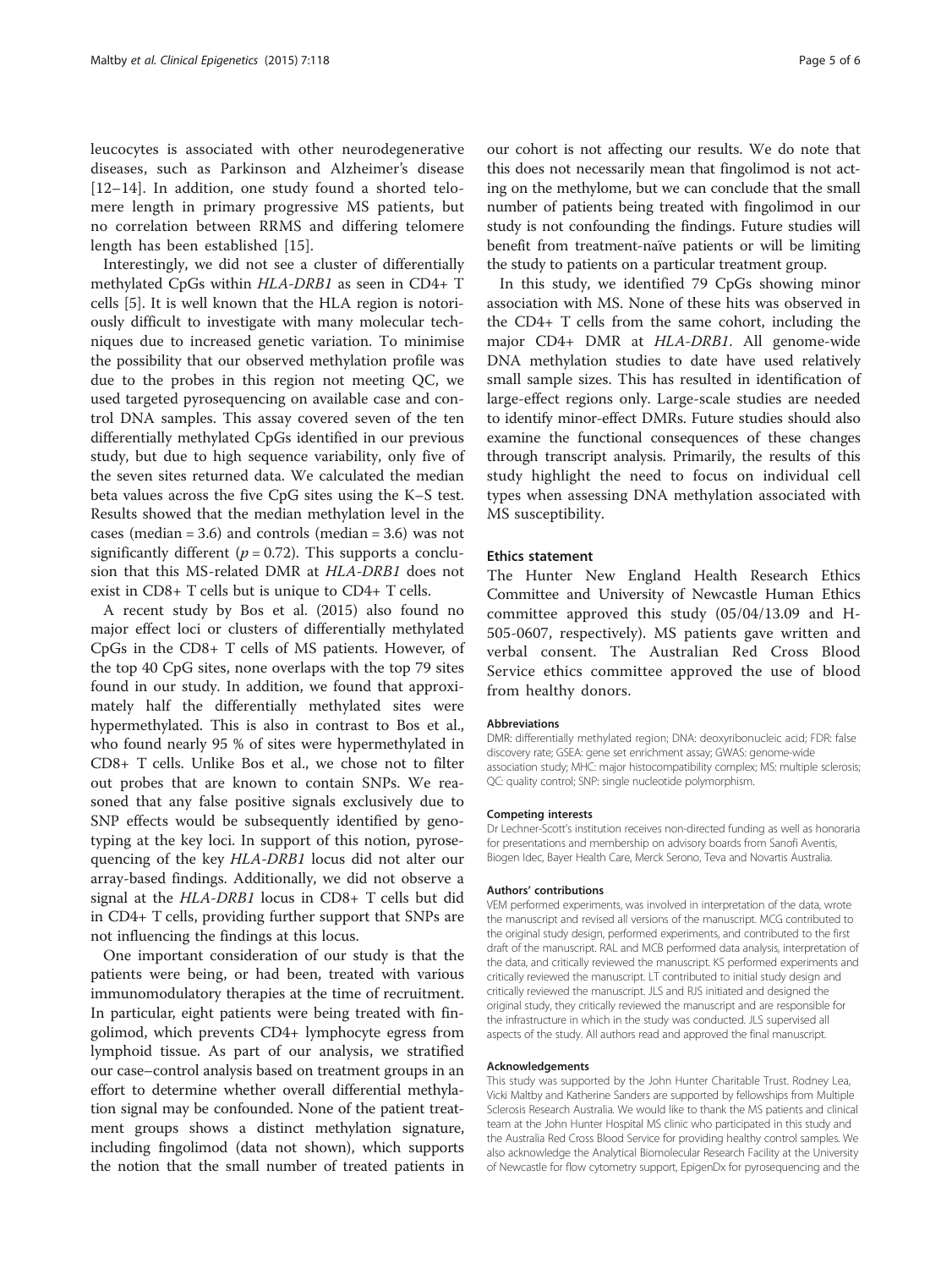leucocytes is associated with other neurodegenerative diseases, such as Parkinson and Alzheimer's disease [12–14]. In addition, one study found a shorted telomere length in primary progressive MS patients, but no correlation between RRMS and differing telomere length has been established [15].

Interestingly, we did not see a cluster of differentially methylated CpGs within *HLA-DRB1* as seen in CD4+ T cells [5]. It is well known that the HLA region is notoriously difficult to investigate with many molecular techniques due to increased genetic variation. To minimise the possibility that our observed methylation profile was due to the probes in this region not meeting QC, we used targeted pyrosequencing on available case and control DNA samples. This assay covered seven of the ten differentially methylated CpGs identified in our previous study, but due to high sequence variability, only five of the seven sites returned data. We calculated the median beta values across the five CpG sites using the K–S test. Results showed that the median methylation level in the cases (median = 3.6) and controls (median = 3.6) was not significantly different ($p = 0.72$). This supports a conclusion that this MS-related DMR at *HLA-DRB1* does not exist in CD8+ T cells but is unique to CD4+ T cells.

A recent study by Bos et al. (2015) also found no major effect loci or clusters of differentially methylated CpGs in the CD8+ T cells of MS patients. However, of the top 40 CpG sites, none overlaps with the top 79 sites found in our study. In addition, we found that approximately half the differentially methylated sites were hypermethylated. This is also in contrast to Bos et al., who found nearly 95 % of sites were hypermethylated in CD8+ T cells. Unlike Bos et al., we chose not to filter out probes that are known to contain SNPs. We reasoned that any false positive signals exclusively due to SNP effects would be subsequently identified by genotyping at the key loci. In support of this notion, pyrosequencing of the key *HLA-DRB1* locus did not alter our array-based findings. Additionally, we did not observe a signal at the *HLA-DRB1* locus in CD8+ T cells but did in CD4+ T cells, providing further support that SNPs are not influencing the findings at this locus.

One important consideration of our study is that the patients were being, or had been, treated with various immunomodulatory therapies at the time of recruitment. In particular, eight patients were being treated with fingolimod, which prevents CD4+ lymphocyte egress from lymphoid tissue. As part of our analysis, we stratified our case–control analysis based on treatment groups in an effort to determine whether overall differential methylation signal may be confounded. None of the patient treatment groups shows a distinct methylation signature, including fingolimod (data not shown), which supports the notion that the small number of treated patients in our cohort is not affecting our results. We do note that this does not necessarily mean that fingolimod is not acting on the methylome, but we can conclude that the small number of patients being treated with fingolimod in our study is not confounding the findings. Future studies will benefit from treatment-naïve patients or will be limiting the study to patients on a particular treatment group.

In this study, we identified 79 CpGs showing minor association with MS. None of these hits was observed in the CD4+ T cells from the same cohort, including the major CD4+ DMR at *HLA-DRB1*. All genome-wide DNA methylation studies to date have used relatively small sample sizes. This has resulted in identification of large-effect regions only. Large-scale studies are needed to identify minor-effect DMRs. Future studies should also examine the functional consequences of these changes through transcript analysis. Primarily, the results of this study highlight the need to focus on individual cell types when assessing DNA methylation associated with MS susceptibility.

## Ethics statement

The Hunter New England Health Research Ethics Committee and University of Newcastle Human Ethics committee approved this study (05/04/13.09 and H-505-0607, respectively). MS patients gave written and verbal consent. The Australian Red Cross Blood Service ethics committee approved the use of blood from healthy donors.

### Abbreviations

DMR: differentially methylated region; DNA: deoxyribonucleic acid; FDR: false discovery rate; GSEA: gene set enrichment assay; GWAS: genome-wide association study; MHC: major histocompatibility complex; MS: multiple sclerosis; QC: quality control; SNP: single nucleotide polymorphism.

### Competing interests

Dr Lechner-Scott's institution receives non-directed funding as well as honoraria for presentations and membership on advisory boards from Sanofi Aventis, Biogen Idec, Bayer Health Care, Merck Serono, Teva and Novartis Australia.

### Authors' contributions

VEM performed experiments, was involved in interpretation of the data, wrote the manuscript and revised all versions of the manuscript. MCG contributed to the original study design, performed experiments, and contributed to the first draft of the manuscript. RAL and MCB performed data analysis, interpretation of the data, and critically reviewed the manuscript. KS performed experiments and critically reviewed the manuscript. LT contributed to initial study design and critically reviewed the manuscript. JLS and RJS initiated and designed the original study, they critically reviewed the manuscript and are responsible for the infrastructure in which in the study was conducted. JLS supervised all aspects of the study. All authors read and approved the final manuscript.

### Acknowledgements

This study was supported by the John Hunter Charitable Trust. Rodney Lea, Vicki Maltby and Katherine Sanders are supported by fellowships from Multiple Sclerosis Research Australia. We would like to thank the MS patients and clinical team at the John Hunter Hospital MS clinic who participated in this study and the Australia Red Cross Blood Service for providing healthy control samples. We also acknowledge the Analytical Biomolecular Research Facility at the University of Newcastle for flow cytometry support, EpigenDx for pyrosequencing and the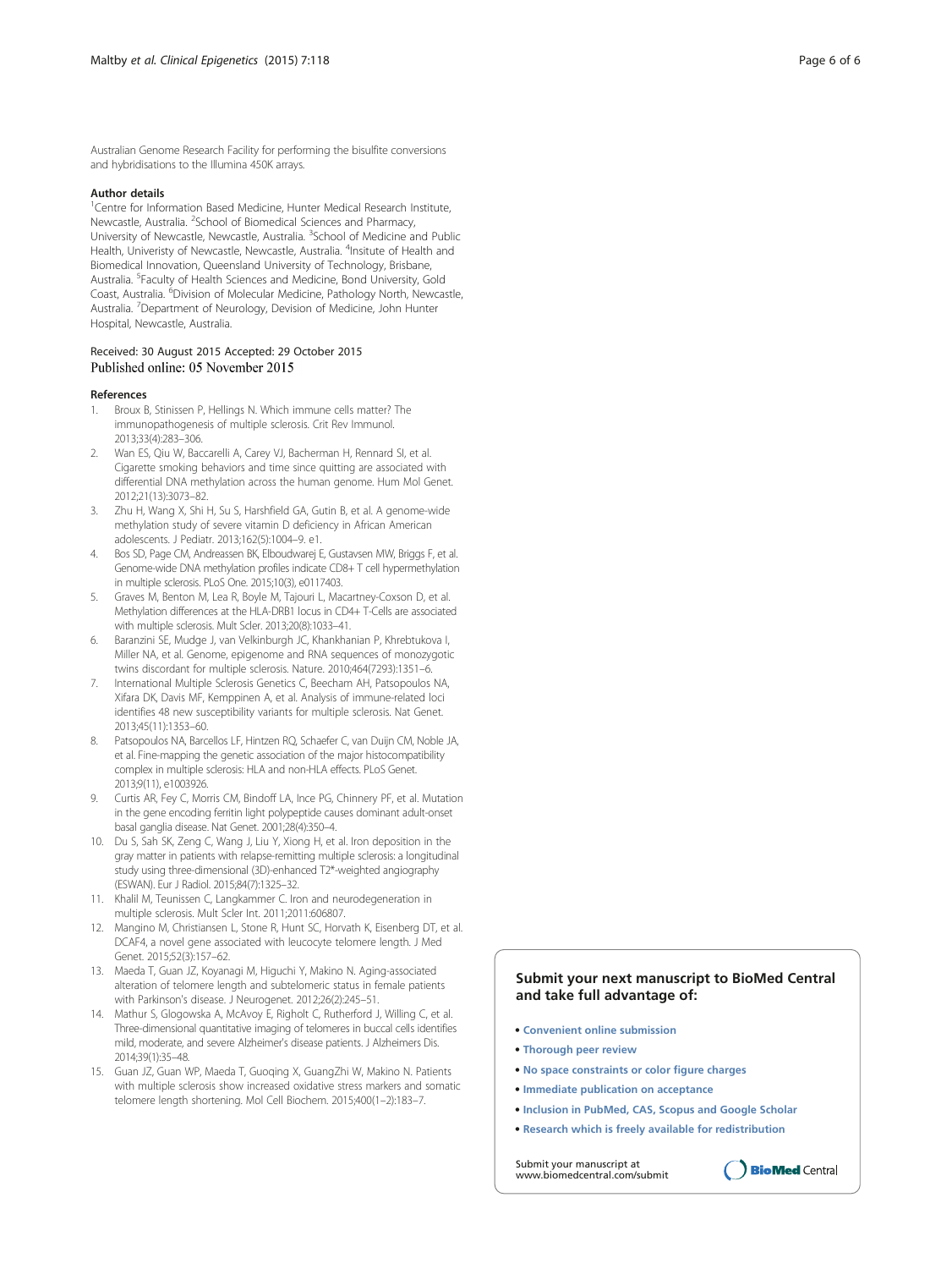Australian Genome Research Facility for performing the bisulfite conversions and hybridisations to the Illumina 450K arrays.

#### Author details

[1]Centre for Information Based Medicine, Hunter Medical Research Institute, Newcastle, Australia. [2]School of Biomedical Sciences and Pharmacy, University of Newcastle, Newcastle, Australia. [3]School of Medicine and Public Health, Univeristy of Newcastle, Newcastle, Australia. [4]Insitute of Health and Biomedical Innovation, Queensland University of Technology, Brisbane, Australia. [5]Faculty of Health Sciences and Medicine, Bond University, Gold Coast, Australia. [6]Division of Molecular Medicine, Pathology North, Newcastle, Australia. [7]Department of Neurology, Devision of Medicine, John Hunter Hospital, Newcastle, Australia.

Received: 30 August 2015 Accepted: 29 October 2015
Published online: 05 November 2015

#### References

1. Broux B, Stinissen P, Hellings N. Which immune cells matter? The immunopathogenesis of multiple sclerosis. Crit Rev Immunol. 2013;33(4):283–306.
2. Wan ES, Qiu W, Baccarelli A, Carey VJ, Bacherman H, Rennard SI, et al. Cigarette smoking behaviors and time since quitting are associated with differential DNA methylation across the human genome. Hum Mol Genet. 2012;21(13):3073–82.
3. Zhu H, Wang X, Shi H, Su S, Harshfield GA, Gutin B, et al. A genome-wide methylation study of severe vitamin D deficiency in African American adolescents. J Pediatr. 2013;162(5):1004–9. e1.
4. Bos SD, Page CM, Andreassen BK, Elboudwarej E, Gustavsen MW, Briggs F, et al. Genome-wide DNA methylation profiles indicate CD8+ T cell hypermethylation in multiple sclerosis. PLoS One. 2015;10(3), e0117403.
5. Graves M, Benton M, Lea R, Boyle M, Tajouri L, Macartney-Coxson D, et al. Methylation differences at the HLA-DRB1 locus in CD4+ T-Cells are associated with multiple sclerosis. Mult Scler. 2013;20(8):1033–41.
6. Baranzini SE, Mudge J, van Velkinburgh JC, Khankhanian P, Khrebtukova I, Miller NA, et al. Genome, epigenome and RNA sequences of monozygotic twins discordant for multiple sclerosis. Nature. 2010;464(7293):1351–6.
7. International Multiple Sclerosis Genetics C, Beecham AH, Patsopoulos NA, Xifara DK, Davis MF, Kemppinen A, et al. Analysis of immune-related loci identifies 48 new susceptibility variants for multiple sclerosis. Nat Genet. 2013;45(11):1353–60.
8. Patsopoulos NA, Barcellos LF, Hintzen RQ, Schaefer C, van Duijn CM, Noble JA, et al. Fine-mapping the genetic association of the major histocompatibility complex in multiple sclerosis: HLA and non-HLA effects. PLoS Genet. 2013;9(11), e1003926.
9. Curtis AR, Fey C, Morris CM, Bindoff LA, Ince PG, Chinnery PF, et al. Mutation in the gene encoding ferritin light polypeptide causes dominant adult-onset basal ganglia disease. Nat Genet. 2001;28(4):350–4.
10. Du S, Sah SK, Zeng C, Wang J, Liu Y, Xiong H, et al. Iron deposition in the gray matter in patients with relapse-remitting multiple sclerosis: a longitudinal study using three-dimensional (3D)-enhanced T2*-weighted angiography (ESWAN). Eur J Radiol. 2015;84(7):1325–32.
11. Khalil M, Teunissen C, Langkammer C. Iron and neurodegeneration in multiple sclerosis. Mult Scler Int. 2011;2011:606807.
12. Mangino M, Christiansen L, Stone R, Hunt SC, Horvath K, Eisenberg DT, et al. DCAF4, a novel gene associated with leucocyte telomere length. J Med Genet. 2015;52(3):157–62.
13. Maeda T, Guan JZ, Koyanagi M, Higuchi Y, Makino N. Aging-associated alteration of telomere length and subtelomeric status in female patients with Parkinson's disease. J Neurogenet. 2012;26(2):245–51.
14. Mathur S, Glogowska A, McAvoy E, Righolt C, Rutherford J, Willing C, et al. Three-dimensional quantitative imaging of telomeres in buccal cells identifies mild, moderate, and severe Alzheimer's disease patients. J Alzheimers Dis. 2014;39(1):35–48.
15. Guan JZ, Guan WP, Maeda T, Guoqing X, GuangZhi W, Makino N. Patients with multiple sclerosis show increased oxidative stress markers and somatic telomere length shortening. Mol Cell Biochem. 2015;400(1–2):183–7.

**Submit your next manuscript to BioMed Central and take full advantage of:**

- **Convenient online submission**
- **Thorough peer review**
- **No space constraints or color figure charges**
- **Immediate publication on acceptance**
- **Inclusion in PubMed, CAS, Scopus and Google Scholar**
- **Research which is freely available for redistribution**

Submit your manuscript at
www.biomedcentral.com/submit

BioMed Central